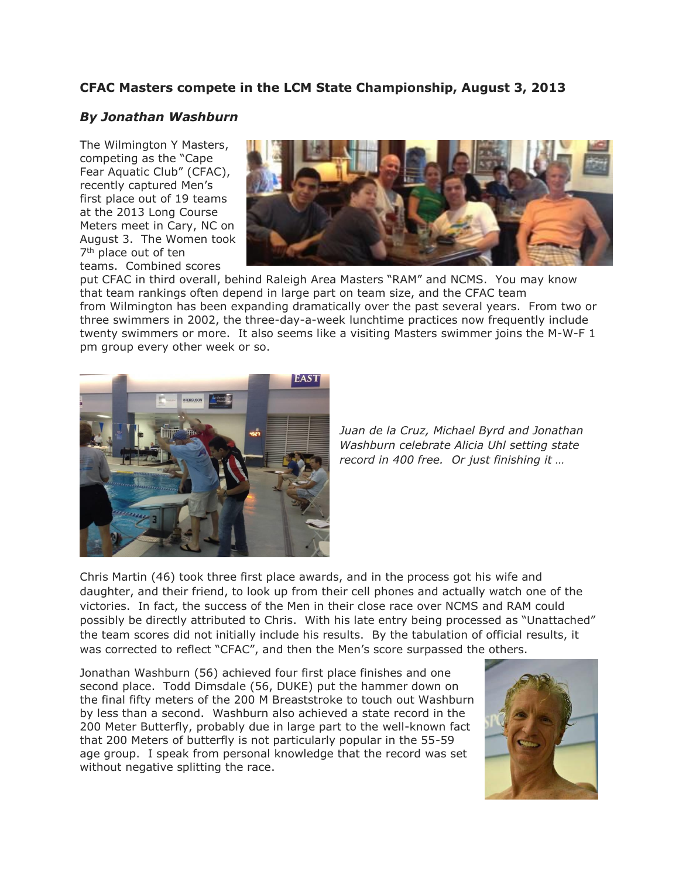## CFAC Masters compete in the LCM State Championship, August 3, 2013

### *By Jonathan Washburn*

The Wilmington Y Masters, competing as the "Cape Fear Aquatic Club" (CFAC), recently captured Men's first place out of 19 teams at the 2013 Long Course Meters meet in Cary, NC on August 3. The Women took 7th place out of ten teams. Combined scores put CFAC in third overall, behind Raleigh Area Masters "RAM" and NCMS. You may know that team rankings often depend in large part on team size, and the CFAC team from Wilmington has been expanding dramatically over the past several years. From two or three swimmers in 2002, the three-day-a-week lunchtime practices now frequently include twenty swimmers or more. It also seems like a visiting Masters swimmer joins the M-W-F 1 pm group every other week or so.

*Juan de la Cruz, Michael Byrd and Jonathan Washburn celebrate Alicia Uhl setting state record in 400 free. Or just finishing it …*

Chris Martin (46) took three first place awards, and in the process got his wife and daughter, and their friend, to look up from their cell phones and actually watch one of the victories. In fact, the success of the Men in their close race over NCMS and RAM could possibly be directly attributed to Chris. With his late entry being processed as "Unattached" the team scores did not initially include his results. By the tabulation of official results, it was corrected to reflect "CFAC", and then the Men's score surpassed the others.

Jonathan Washburn (56) achieved four first place finishes and one second place. Todd Dimsdale (56, DUKE) put the hammer down on the final fifty meters of the 200 M Breaststroke to touch out Washburn by less than a second. Washburn also achieved a state record in the 200 Meter Butterfly, probably due in large part to the well-known fact that 200 Meters of butterfly is not particularly popular in the 55-59 age group. I speak from personal knowledge that the record was set without negative splitting the race.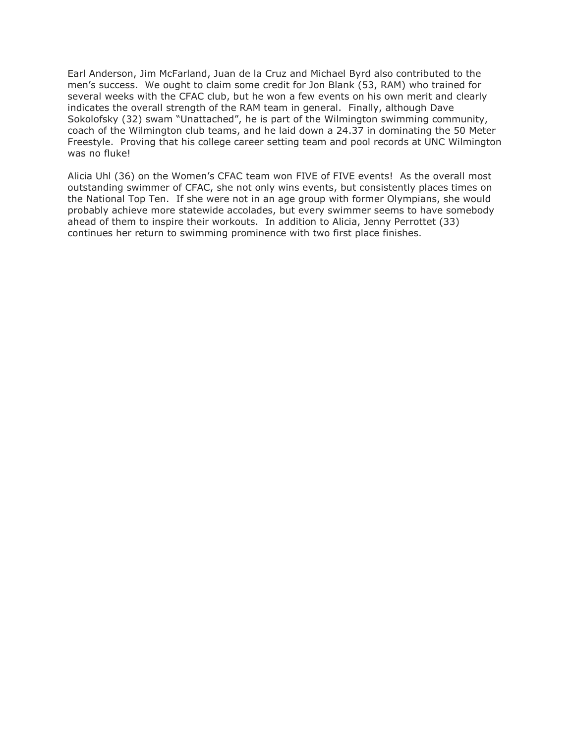Earl Anderson, Jim McFarland, Juan de la Cruz and Michael Byrd also contributed to the men's success. We ought to claim some credit for Jon Blank (53, RAM) who trained for several weeks with the CFAC club, but he won a few events on his own merit and clearly indicates the overall strength of the RAM team in general. Finally, although Dave Sokolofsky (32) swam "Unattached", he is part of the Wilmington swimming community, coach of the Wilmington club teams, and he laid down a 24.37 in dominating the 50 Meter Freestyle. Proving that his college career setting team and pool records at UNC Wilmington was no fluke!

Alicia Uhl (36) on the Women's CFAC team won FIVE of FIVE events! As the overall most outstanding swimmer of CFAC, she not only wins events, but consistently places times on the National Top Ten. If she were not in an age group with former Olympians, she would probably achieve more statewide accolades, but every swimmer seems to have somebody ahead of them to inspire their workouts. In addition to Alicia, Jenny Perrottet (33) continues her return to swimming prominence with two first place finishes.